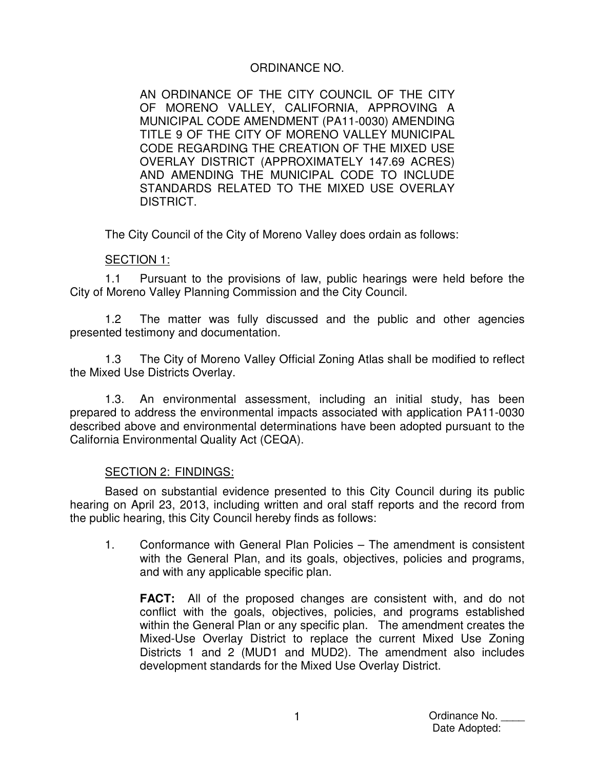# ORDINANCE NO.

AN ORDINANCE OF THE CITY COUNCIL OF THE CITY OF MORENO VALLEY, CALIFORNIA, APPROVING A MUNICIPAL CODE AMENDMENT (PA11-0030) AMENDING TITLE 9 OF THE CITY OF MORENO VALLEY MUNICIPAL CODE REGARDING THE CREATION OF THE MIXED USE OVERLAY DISTRICT (APPROXIMATELY 147.69 ACRES) AND AMENDING THE MUNICIPAL CODE TO INCLUDE STANDARDS RELATED TO THE MIXED USE OVERLAY DISTRICT.

The City Council of the City of Moreno Valley does ordain as follows:

## SECTION 1:

1.1 Pursuant to the provisions of law, public hearings were held before the City of Moreno Valley Planning Commission and the City Council.

1.2 The matter was fully discussed and the public and other agencies presented testimony and documentation.

1.3 The City of Moreno Valley Official Zoning Atlas shall be modified to reflect the Mixed Use Districts Overlay.

1.3. An environmental assessment, including an initial study, has been prepared to address the environmental impacts associated with application PA11-0030 described above and environmental determinations have been adopted pursuant to the California Environmental Quality Act (CEQA).

## SECTION 2: FINDINGS:

Based on substantial evidence presented to this City Council during its public hearing on April 23, 2013, including written and oral staff reports and the record from the public hearing, this City Council hereby finds as follows:

1. Conformance with General Plan Policies – The amendment is consistent with the General Plan, and its goals, objectives, policies and programs, and with any applicable specific plan.

   **FACT:** All of the proposed changes are consistent with, and do not conflict with the goals, objectives, policies, and programs established within the General Plan or any specific plan. The amendment creates the Mixed-Use Overlay District to replace the current Mixed Use Zoning Districts 1 and 2 (MUD1 and MUD2). The amendment also includes development standards for the Mixed Use Overlay District.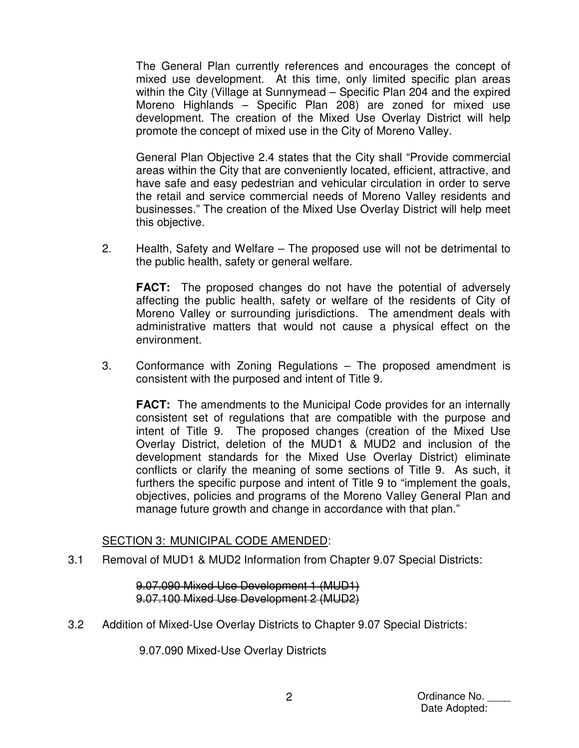The General Plan currently references and encourages the concept of mixed use development. At this time, only limited specific plan areas within the City (Village at Sunnymead – Specific Plan 204 and the expired Moreno Highlands – Specific Plan 208) are zoned for mixed use development. The creation of the Mixed Use Overlay District will help promote the concept of mixed use in the City of Moreno Valley.

General Plan Objective 2.4 states that the City shall "Provide commercial areas within the City that are conveniently located, efficient, attractive, and have safe and easy pedestrian and vehicular circulation in order to serve the retail and service commercial needs of Moreno Valley residents and businesses." The creation of the Mixed Use Overlay District will help meet this objective.

2. Health, Safety and Welfare – The proposed use will not be detrimental to the public health, safety or general welfare.

   **FACT:** The proposed changes do not have the potential of adversely affecting the public health, safety or welfare of the residents of City of Moreno Valley or surrounding jurisdictions. The amendment deals with administrative matters that would not cause a physical effect on the environment.

3. Conformance with Zoning Regulations – The proposed amendment is consistent with the purposed and intent of Title 9.

   **FACT:** The amendments to the Municipal Code provides for an internally consistent set of regulations that are compatible with the purpose and intent of Title 9. The proposed changes (creation of the Mixed Use Overlay District, deletion of the MUD1 & MUD2 and inclusion of the development standards for the Mixed Use Overlay District) eliminate conflicts or clarify the meaning of some sections of Title 9. As such, it furthers the specific purpose and intent of Title 9 to "implement the goals, objectives, policies and programs of the Moreno Valley General Plan and manage future growth and change in accordance with that plan."

SECTION 3: MUNICIPAL CODE AMENDED:

3.1 Removal of MUD1 & MUD2 Information from Chapter 9.07 Special Districts:

~~9.07.090 Mixed Use Development 1 (MUD1)~~
~~9.07.100 Mixed Use Development 2 (MUD2)~~

3.2 Addition of Mixed-Use Overlay Districts to Chapter 9.07 Special Districts:

9.07.090 Mixed-Use Overlay Districts

Ordinance No. ____
Date Adopted: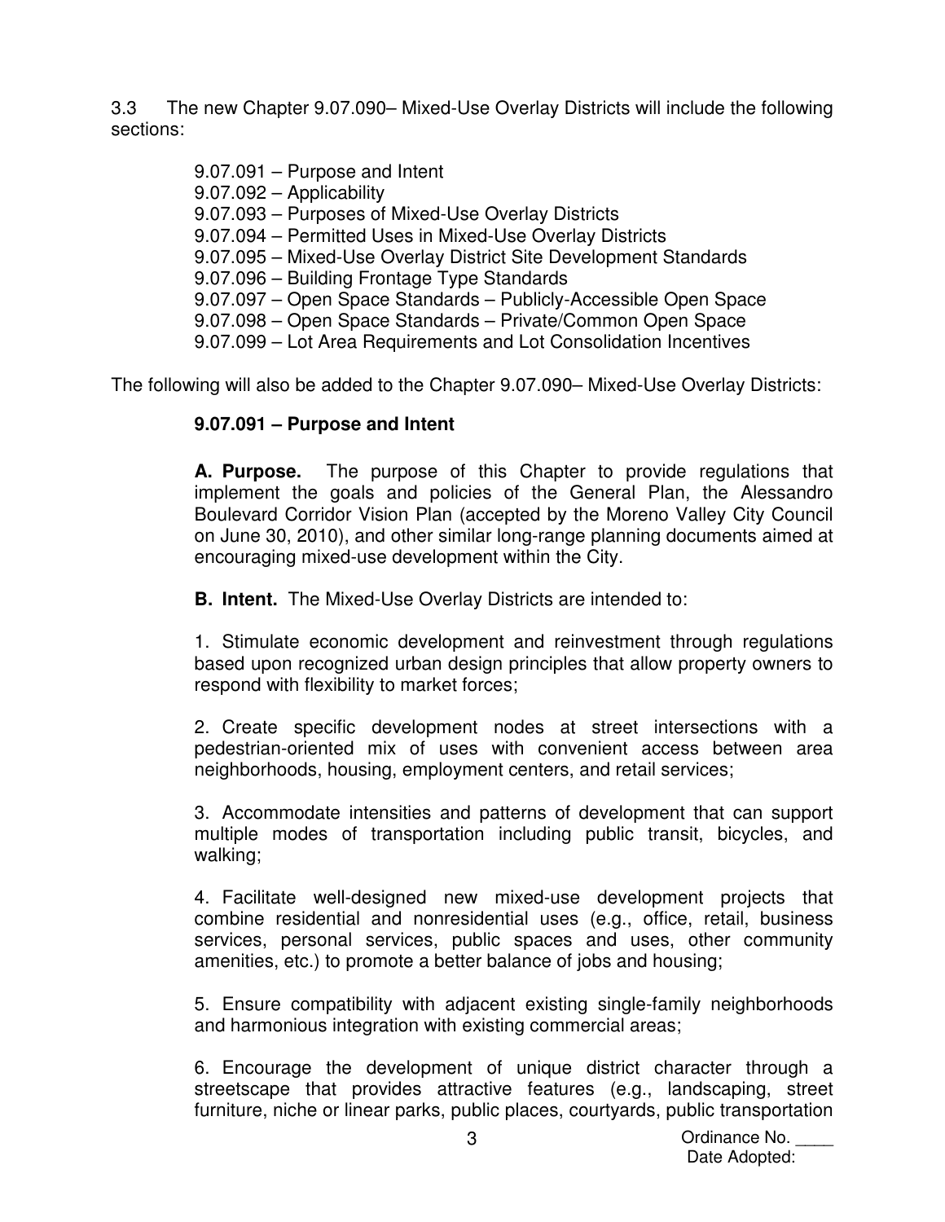3.3 The new Chapter 9.07.090– Mixed-Use Overlay Districts will include the following sections:

- 9.07.091 – Purpose and Intent
- 9.07.092 – Applicability
- 9.07.093 – Purposes of Mixed-Use Overlay Districts
- 9.07.094 – Permitted Uses in Mixed-Use Overlay Districts
- 9.07.095 – Mixed-Use Overlay District Site Development Standards
- 9.07.096 – Building Frontage Type Standards
- 9.07.097 – Open Space Standards – Publicly-Accessible Open Space
- 9.07.098 – Open Space Standards – Private/Common Open Space
- 9.07.099 – Lot Area Requirements and Lot Consolidation Incentives

The following will also be added to the Chapter 9.07.090– Mixed-Use Overlay Districts:

**9.07.091 – Purpose and Intent**

**A. Purpose.** The purpose of this Chapter to provide regulations that implement the goals and policies of the General Plan, the Alessandro Boulevard Corridor Vision Plan (accepted by the Moreno Valley City Council on June 30, 2010), and other similar long-range planning documents aimed at encouraging mixed-use development within the City.

**B. Intent.** The Mixed-Use Overlay Districts are intended to:

1. Stimulate economic development and reinvestment through regulations based upon recognized urban design principles that allow property owners to respond with flexibility to market forces;

2. Create specific development nodes at street intersections with a pedestrian-oriented mix of uses with convenient access between area neighborhoods, housing, employment centers, and retail services;

3. Accommodate intensities and patterns of development that can support multiple modes of transportation including public transit, bicycles, and walking;

4. Facilitate well-designed new mixed-use development projects that combine residential and nonresidential uses (e.g., office, retail, business services, personal services, public spaces and uses, other community amenities, etc.) to promote a better balance of jobs and housing;

5. Ensure compatibility with adjacent existing single-family neighborhoods and harmonious integration with existing commercial areas;

6. Encourage the development of unique district character through a streetscape that provides attractive features (e.g., landscaping, street furniture, niche or linear parks, public places, courtyards, public transportation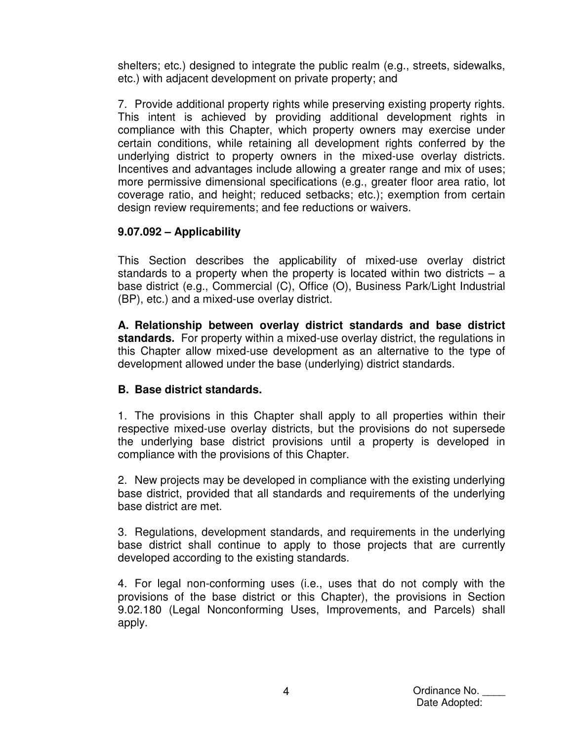shelters; etc.) designed to integrate the public realm (e.g., streets, sidewalks, etc.) with adjacent development on private property; and

7. Provide additional property rights while preserving existing property rights. This intent is achieved by providing additional development rights in compliance with this Chapter, which property owners may exercise under certain conditions, while retaining all development rights conferred by the underlying district to property owners in the mixed-use overlay districts. Incentives and advantages include allowing a greater range and mix of uses; more permissive dimensional specifications (e.g., greater floor area ratio, lot coverage ratio, and height; reduced setbacks; etc.); exemption from certain design review requirements; and fee reductions or waivers.

### 9.07.092 – Applicability

This Section describes the applicability of mixed-use overlay district standards to a property when the property is located within two districts – a base district (e.g., Commercial (C), Office (O), Business Park/Light Industrial (BP), etc.) and a mixed-use overlay district.

**A. Relationship between overlay district standards and base district standards.** For property within a mixed-use overlay district, the regulations in this Chapter allow mixed-use development as an alternative to the type of development allowed under the base (underlying) district standards.

**B. Base district standards.**

1. The provisions in this Chapter shall apply to all properties within their respective mixed-use overlay districts, but the provisions do not supersede the underlying base district provisions until a property is developed in compliance with the provisions of this Chapter.

2. New projects may be developed in compliance with the existing underlying base district, provided that all standards and requirements of the underlying base district are met.

3. Regulations, development standards, and requirements in the underlying base district shall continue to apply to those projects that are currently developed according to the existing standards.

4. For legal non-conforming uses (i.e., uses that do not comply with the provisions of the base district or this Chapter), the provisions in Section 9.02.180 (Legal Nonconforming Uses, Improvements, and Parcels) shall apply.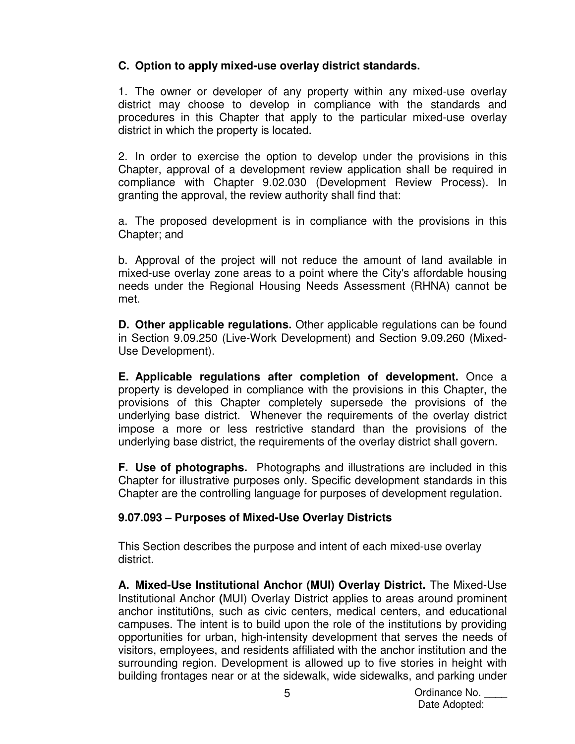**C. Option to apply mixed-use overlay district standards.**

1. The owner or developer of any property within any mixed-use overlay district may choose to develop in compliance with the standards and procedures in this Chapter that apply to the particular mixed-use overlay district in which the property is located.

2. In order to exercise the option to develop under the provisions in this Chapter, approval of a development review application shall be required in compliance with Chapter 9.02.030 (Development Review Process). In granting the approval, the review authority shall find that:

a. The proposed development is in compliance with the provisions in this Chapter; and

b. Approval of the project will not reduce the amount of land available in mixed-use overlay zone areas to a point where the City's affordable housing needs under the Regional Housing Needs Assessment (RHNA) cannot be met.

**D. Other applicable regulations.** Other applicable regulations can be found in Section 9.09.250 (Live-Work Development) and Section 9.09.260 (Mixed-Use Development).

**E. Applicable regulations after completion of development.** Once a property is developed in compliance with the provisions in this Chapter, the provisions of this Chapter completely supersede the provisions of the underlying base district. Whenever the requirements of the overlay district impose a more or less restrictive standard than the provisions of the underlying base district, the requirements of the overlay district shall govern.

**F. Use of photographs.** Photographs and illustrations are included in this Chapter for illustrative purposes only. Specific development standards in this Chapter are the controlling language for purposes of development regulation.

**9.07.093 – Purposes of Mixed-Use Overlay Districts**

This Section describes the purpose and intent of each mixed-use overlay district.

**A. Mixed-Use Institutional Anchor (MUI) Overlay District.** The Mixed-Use Institutional Anchor **(**MUI) Overlay District applies to areas around prominent anchor instituti0ns, such as civic centers, medical centers, and educational campuses. The intent is to build upon the role of the institutions by providing opportunities for urban, high-intensity development that serves the needs of visitors, employees, and residents affiliated with the anchor institution and the surrounding region. Development is allowed up to five stories in height with building frontages near or at the sidewalk, wide sidewalks, and parking under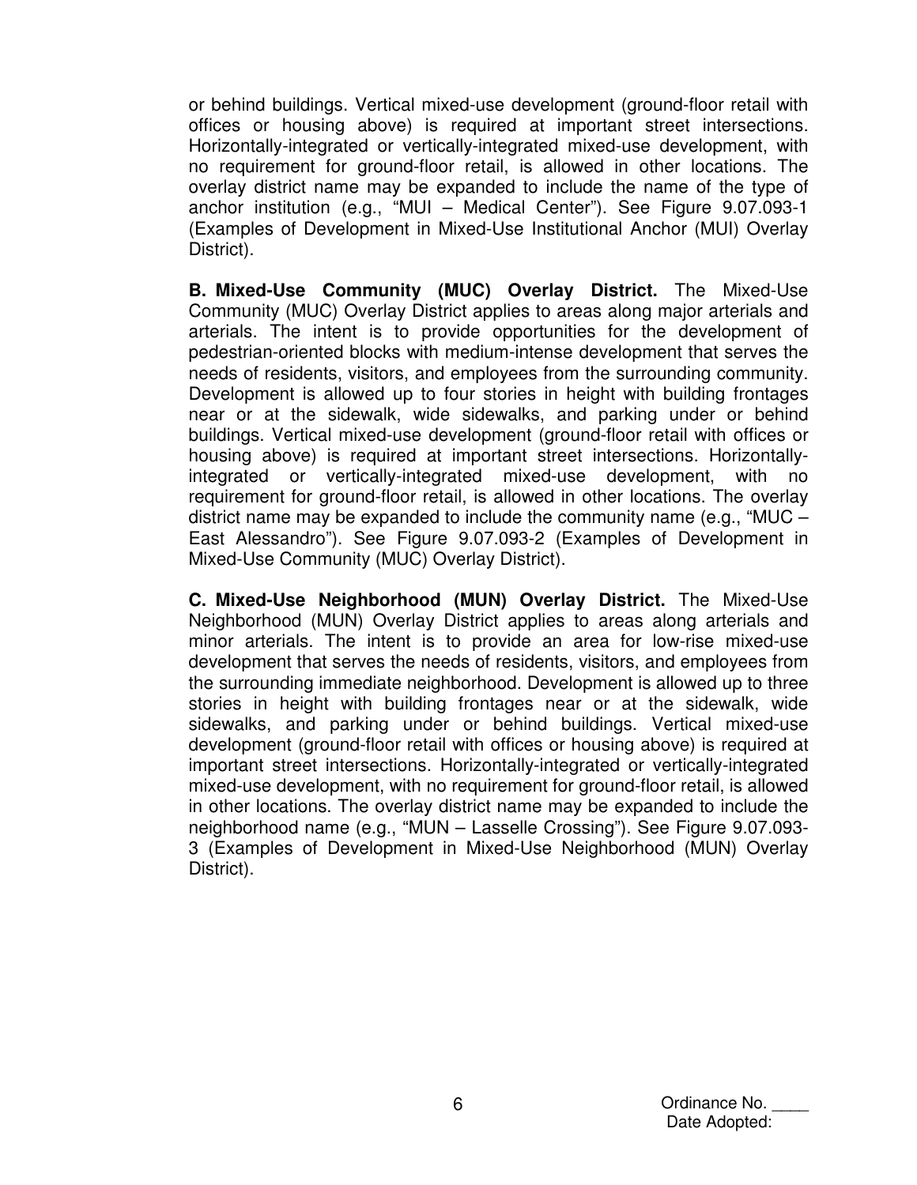or behind buildings. Vertical mixed-use development (ground-floor retail with offices or housing above) is required at important street intersections. Horizontally-integrated or vertically-integrated mixed-use development, with no requirement for ground-floor retail, is allowed in other locations. The overlay district name may be expanded to include the name of the type of anchor institution (e.g., "MUI – Medical Center"). See Figure 9.07.093-1 (Examples of Development in Mixed-Use Institutional Anchor (MUI) Overlay District).

**B. Mixed-Use Community (MUC) Overlay District.** The Mixed-Use Community (MUC) Overlay District applies to areas along major arterials and arterials. The intent is to provide opportunities for the development of pedestrian-oriented blocks with medium-intense development that serves the needs of residents, visitors, and employees from the surrounding community. Development is allowed up to four stories in height with building frontages near or at the sidewalk, wide sidewalks, and parking under or behind buildings. Vertical mixed-use development (ground-floor retail with offices or housing above) is required at important street intersections. Horizontally-integrated or vertically-integrated mixed-use development, with no requirement for ground-floor retail, is allowed in other locations. The overlay district name may be expanded to include the community name (e.g., "MUC – East Alessandro"). See Figure 9.07.093-2 (Examples of Development in Mixed-Use Community (MUC) Overlay District).

**C. Mixed-Use Neighborhood (MUN) Overlay District.** The Mixed-Use Neighborhood (MUN) Overlay District applies to areas along arterials and minor arterials. The intent is to provide an area for low-rise mixed-use development that serves the needs of residents, visitors, and employees from the surrounding immediate neighborhood. Development is allowed up to three stories in height with building frontages near or at the sidewalk, wide sidewalks, and parking under or behind buildings. Vertical mixed-use development (ground-floor retail with offices or housing above) is required at important street intersections. Horizontally-integrated or vertically-integrated mixed-use development, with no requirement for ground-floor retail, is allowed in other locations. The overlay district name may be expanded to include the neighborhood name (e.g., "MUN – Lasselle Crossing"). See Figure 9.07.093-3 (Examples of Development in Mixed-Use Neighborhood (MUN) Overlay District).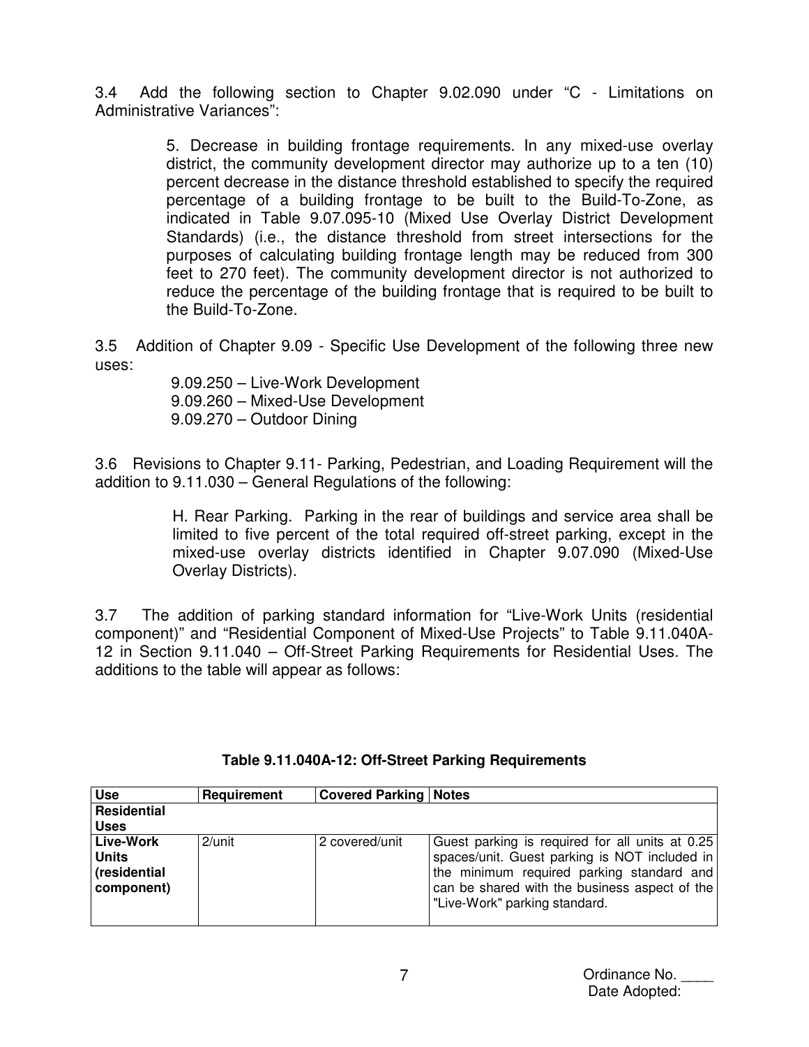3.4 Add the following section to Chapter 9.02.090 under "C - Limitations on Administrative Variances":

> 5. Decrease in building frontage requirements. In any mixed-use overlay district, the community development director may authorize up to a ten (10) percent decrease in the distance threshold established to specify the required percentage of a building frontage to be built to the Build-To-Zone, as indicated in Table 9.07.095-10 (Mixed Use Overlay District Development Standards) (i.e., the distance threshold from street intersections for the purposes of calculating building frontage length may be reduced from 300 feet to 270 feet). The community development director is not authorized to reduce the percentage of the building frontage that is required to be built to the Build-To-Zone.

3.5 Addition of Chapter 9.09 - Specific Use Development of the following three new uses:

> 9.09.250 – Live-Work Development
> 9.09.260 – Mixed-Use Development
> 9.09.270 – Outdoor Dining

3.6 Revisions to Chapter 9.11- Parking, Pedestrian, and Loading Requirement will the addition to 9.11.030 – General Regulations of the following:

> H. Rear Parking. Parking in the rear of buildings and service area shall be limited to five percent of the total required off-street parking, except in the mixed-use overlay districts identified in Chapter 9.07.090 (Mixed-Use Overlay Districts).

3.7 The addition of parking standard information for "Live-Work Units (residential component)" and "Residential Component of Mixed-Use Projects" to Table 9.11.040A-12 in Section 9.11.040 – Off-Street Parking Requirements for Residential Uses. The additions to the table will appear as follows:

**Table 9.11.040A-12: Off-Street Parking Requirements**

| Use | Requirement | Covered Parking | Notes |
|---|---|---|---|
| **Residential Uses** | | | |
| **Live-Work Units (residential component)** | 2/unit | 2 covered/unit | Guest parking is required for all units at 0.25 spaces/unit. Guest parking is NOT included in the minimum required parking standard and can be shared with the business aspect of the "Live-Work" parking standard. |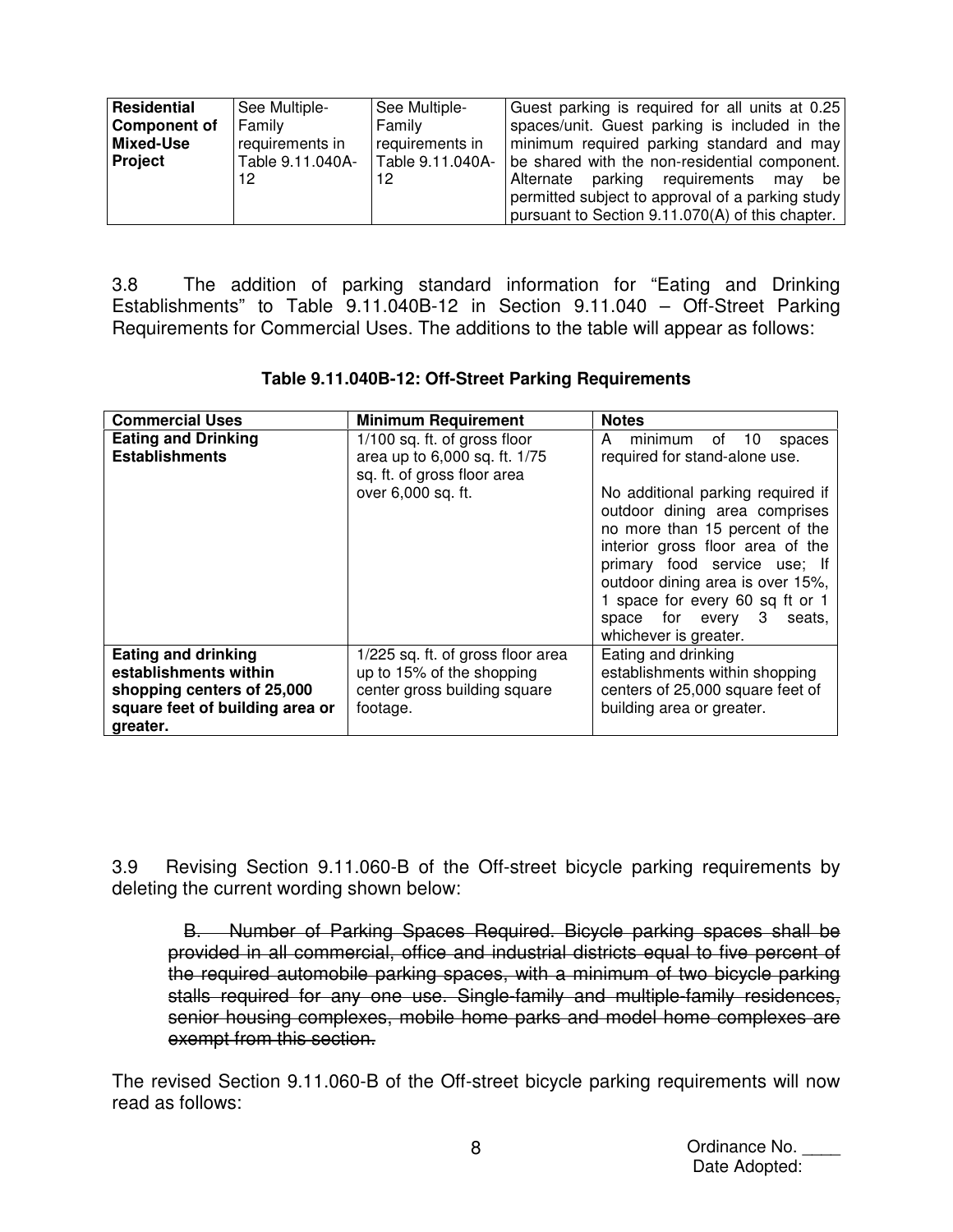| **Residential Component of Mixed-Use Project** | See Multiple-Family requirements in Table 9.11.040A-12 | See Multiple-Family requirements in Table 9.11.040A-12 | Guest parking is required for all units at 0.25 spaces/unit. Guest parking is included in the minimum required parking standard and may be shared with the non-residential component. Alternate parking requirements may be permitted subject to approval of a parking study pursuant to Section 9.11.070(A) of this chapter. |
|---|---|---|---|

3.8 The addition of parking standard information for "Eating and Drinking Establishments" to Table 9.11.040B-12 in Section 9.11.040 – Off-Street Parking Requirements for Commercial Uses. The additions to the table will appear as follows:

**Table 9.11.040B-12: Off-Street Parking Requirements**

| **Commercial Uses** | **Minimum Requirement** | **Notes** |
|---|---|---|
| **Eating and Drinking Establishments** | 1/100 sq. ft. of gross floor area up to 6,000 sq. ft. 1/75 sq. ft. of gross floor area over 6,000 sq. ft. | A minimum of 10 spaces required for stand-alone use.<br><br>No additional parking required if outdoor dining area comprises no more than 15 percent of the interior gross floor area of the primary food service use; If outdoor dining area is over 15%, 1 space for every 60 sq ft or 1 space for every 3 seats, whichever is greater. |
| **Eating and drinking establishments within shopping centers of 25,000 square feet of building area or greater.** | 1/225 sq. ft. of gross floor area up to 15% of the shopping center gross building square footage. | Eating and drinking establishments within shopping centers of 25,000 square feet of building area or greater. |

3.9 Revising Section 9.11.060-B of the Off-street bicycle parking requirements by deleting the current wording shown below:

> ~~B. Number of Parking Spaces Required. Bicycle parking spaces shall be provided in all commercial, office and industrial districts equal to five percent of the required automobile parking spaces, with a minimum of two bicycle parking stalls required for any one use. Single-family and multiple-family residences, senior housing complexes, mobile home parks and model home complexes are exempt from this section.~~

The revised Section 9.11.060-B of the Off-street bicycle parking requirements will now read as follows:

Ordinance No. \_\_\_\_
Date Adopted: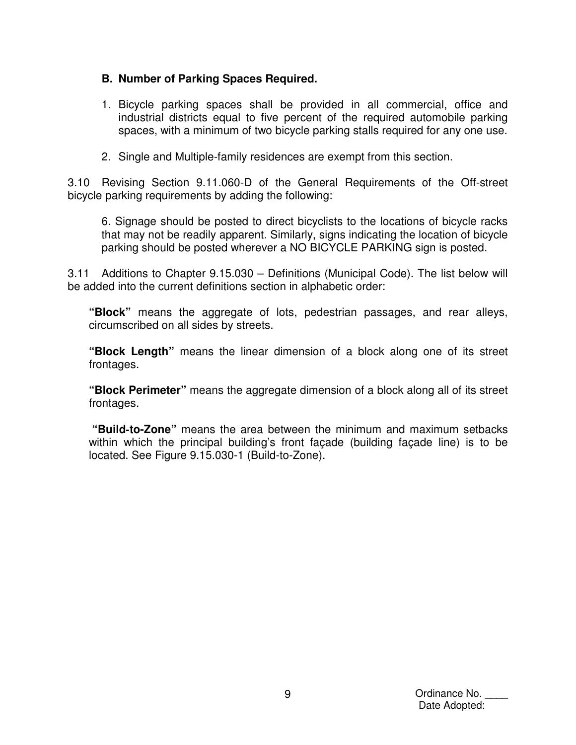**B. Number of Parking Spaces Required.**

1. Bicycle parking spaces shall be provided in all commercial, office and industrial districts equal to five percent of the required automobile parking spaces, with a minimum of two bicycle parking stalls required for any one use.

2. Single and Multiple-family residences are exempt from this section.

3.10 Revising Section 9.11.060-D of the General Requirements of the Off-street bicycle parking requirements by adding the following:

> 6. Signage should be posted to direct bicyclists to the locations of bicycle racks that may not be readily apparent. Similarly, signs indicating the location of bicycle parking should be posted wherever a NO BICYCLE PARKING sign is posted.

3.11 Additions to Chapter 9.15.030 – Definitions (Municipal Code). The list below will be added into the current definitions section in alphabetic order:

**"Block"** means the aggregate of lots, pedestrian passages, and rear alleys, circumscribed on all sides by streets.

**"Block Length"** means the linear dimension of a block along one of its street frontages.

**"Block Perimeter"** means the aggregate dimension of a block along all of its street frontages.

**"Build-to-Zone"** means the area between the minimum and maximum setbacks within which the principal building's front façade (building façade line) is to be located. See Figure 9.15.030-1 (Build-to-Zone).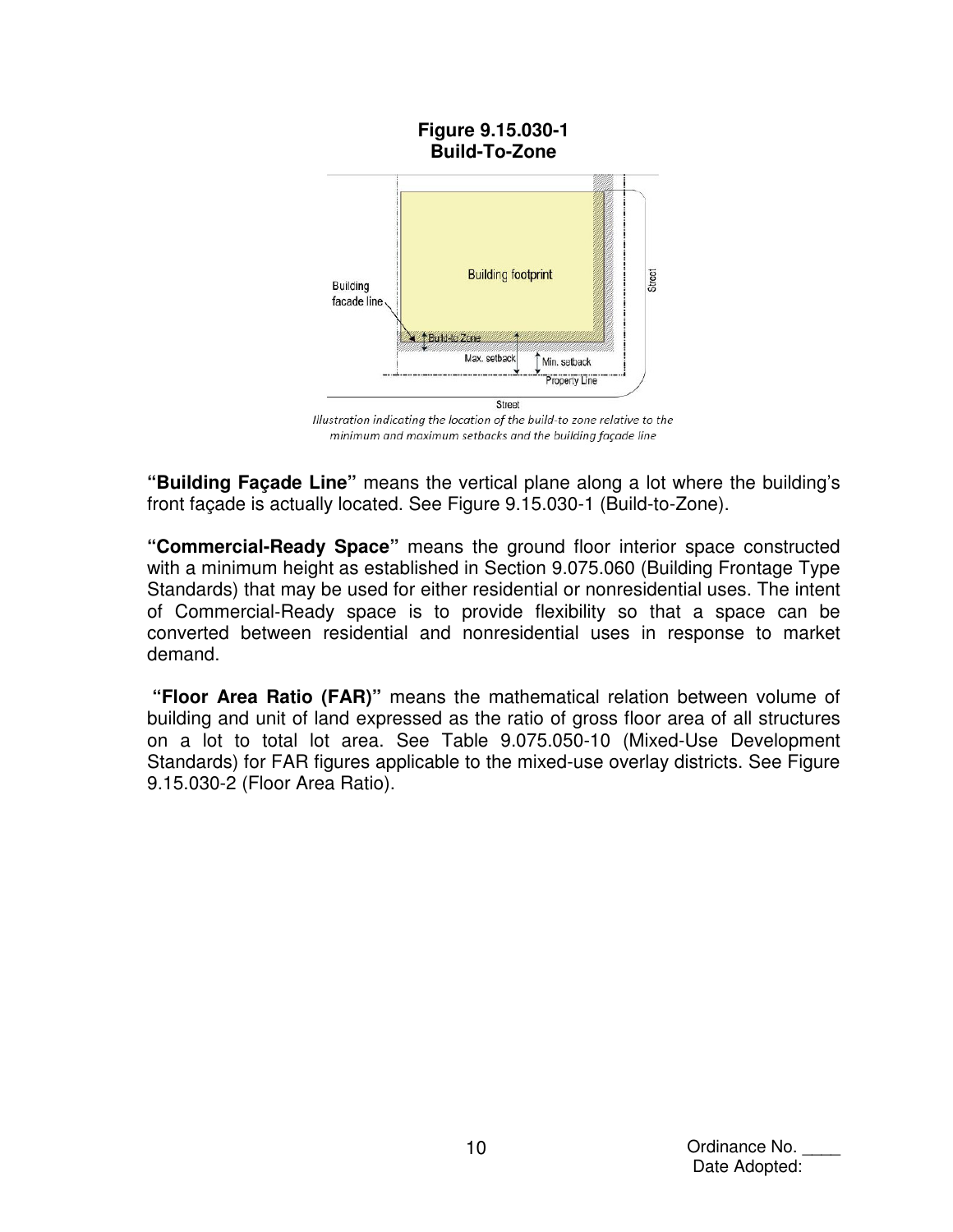**Figure 9.15.030-1**
**Build-To-Zone**

*Illustration indicating the location of the build-to zone relative to the minimum and maximum setbacks and the building façade line*

**"Building Façade Line"** means the vertical plane along a lot where the building's front façade is actually located. See Figure 9.15.030-1 (Build-to-Zone).

**"Commercial-Ready Space"** means the ground floor interior space constructed with a minimum height as established in Section 9.075.060 (Building Frontage Type Standards) that may be used for either residential or nonresidential uses. The intent of Commercial-Ready space is to provide flexibility so that a space can be converted between residential and nonresidential uses in response to market demand.

**"Floor Area Ratio (FAR)"** means the mathematical relation between volume of building and unit of land expressed as the ratio of gross floor area of all structures on a lot to total lot area. See Table 9.075.050-10 (Mixed-Use Development Standards) for FAR figures applicable to the mixed-use overlay districts. See Figure 9.15.030-2 (Floor Area Ratio).

Ordinance No. ____
Date Adopted: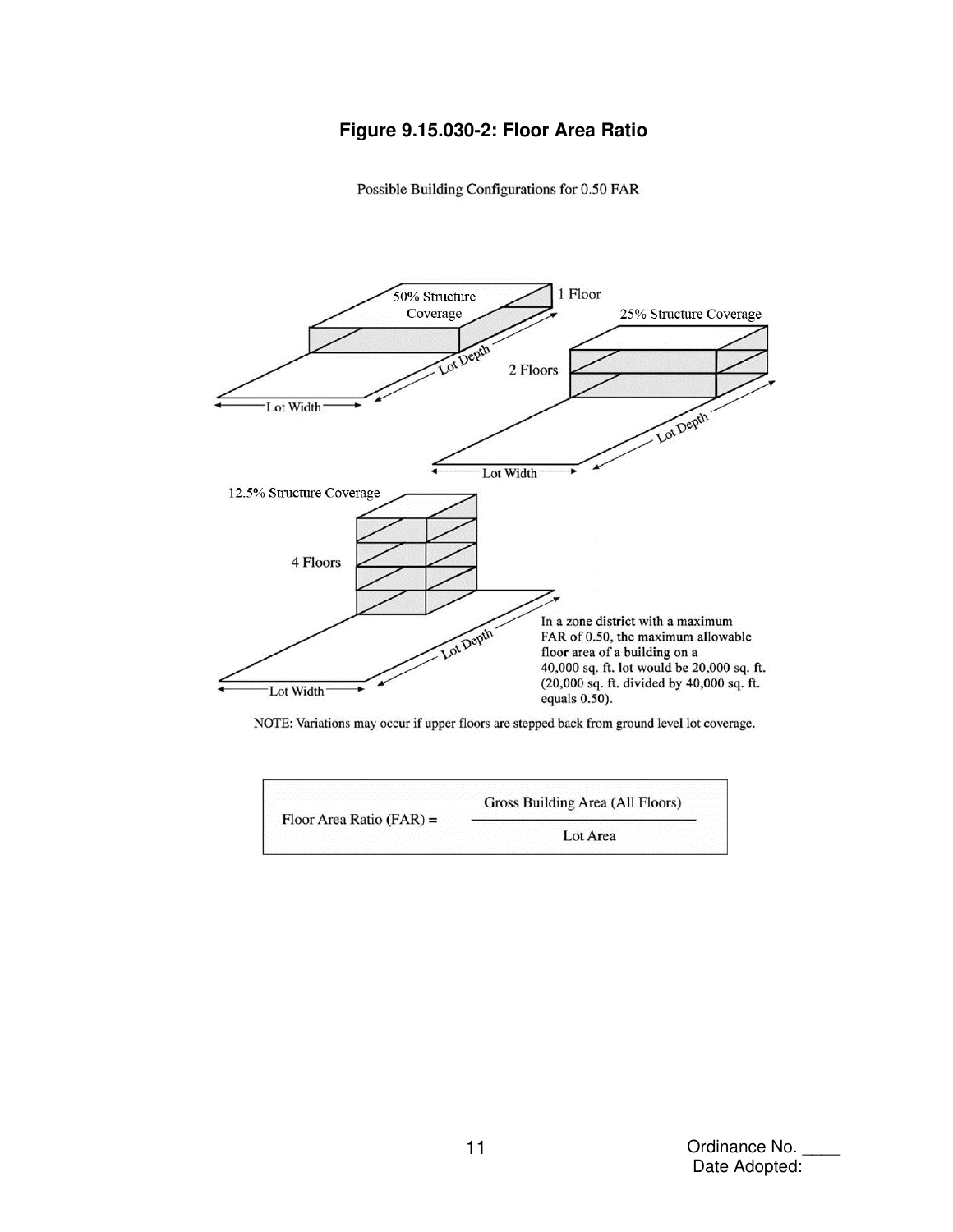**Figure 9.15.030-2: Floor Area Ratio**

Possible Building Configurations for 0.50 FAR

50% Structure Coverage

1 Floor

Lot Depth

Lot Width

25% Structure Coverage

2 Floors

Lot Depth

Lot Width

12.5% Structure Coverage

4 Floors

Lot Depth

Lot Width

In a zone district with a maximum FAR of 0.50, the maximum allowable floor area of a building on a 40,000 sq. ft. lot would be 20,000 sq. ft. (20,000 sq. ft. divided by 40,000 sq. ft. equals 0.50).

NOTE: Variations may occur if upper floors are stepped back from ground level lot coverage.

$$\text{Floor Area Ratio (FAR)} = \frac{\text{Gross Building Area (All Floors)}}{\text{Lot Area}}$$

Ordinance No. ____
Date Adopted: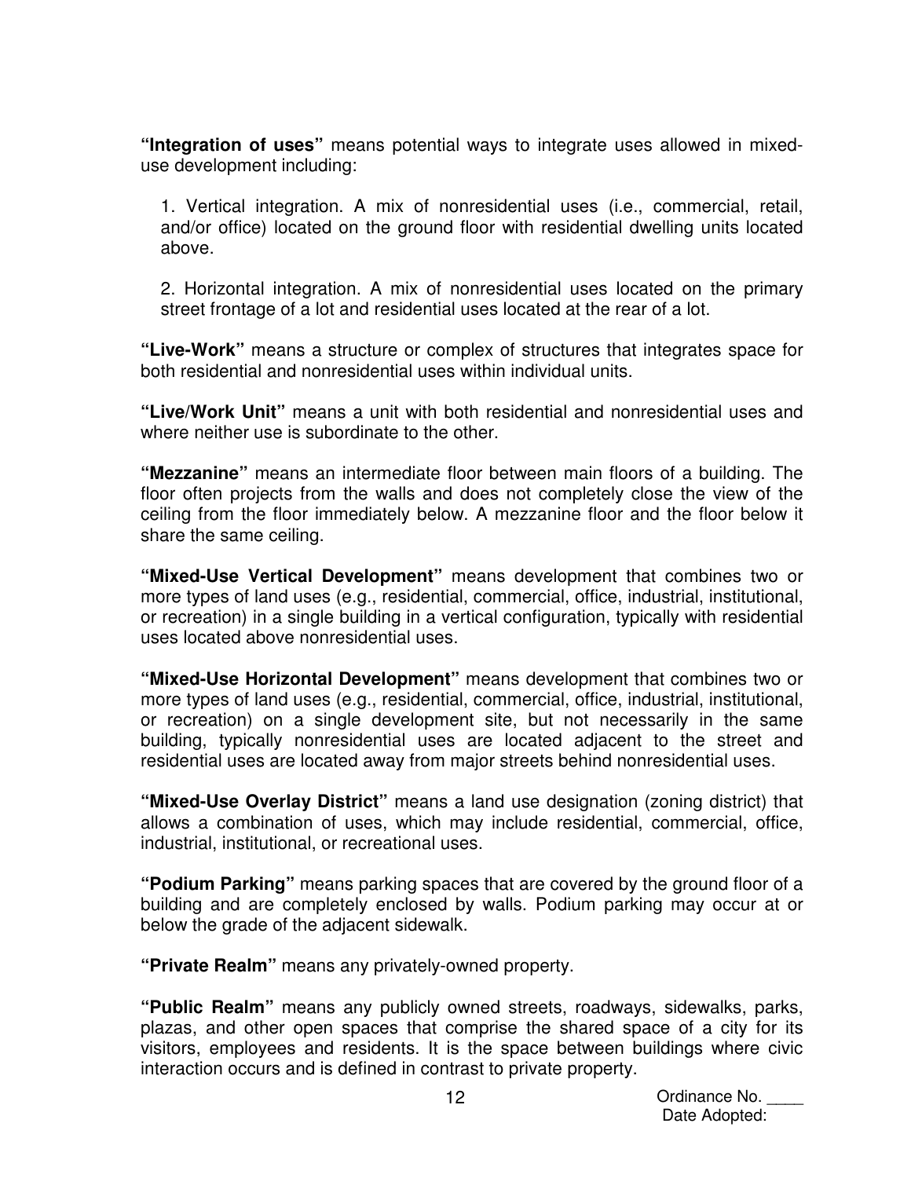**"Integration of uses"** means potential ways to integrate uses allowed in mixed-use development including:

1. Vertical integration. A mix of nonresidential uses (i.e., commercial, retail, and/or office) located on the ground floor with residential dwelling units located above.

2. Horizontal integration. A mix of nonresidential uses located on the primary street frontage of a lot and residential uses located at the rear of a lot.

**"Live-Work"** means a structure or complex of structures that integrates space for both residential and nonresidential uses within individual units.

**"Live/Work Unit"** means a unit with both residential and nonresidential uses and where neither use is subordinate to the other.

**"Mezzanine"** means an intermediate floor between main floors of a building. The floor often projects from the walls and does not completely close the view of the ceiling from the floor immediately below. A mezzanine floor and the floor below it share the same ceiling.

**"Mixed-Use Vertical Development"** means development that combines two or more types of land uses (e.g., residential, commercial, office, industrial, institutional, or recreation) in a single building in a vertical configuration, typically with residential uses located above nonresidential uses.

**"Mixed-Use Horizontal Development"** means development that combines two or more types of land uses (e.g., residential, commercial, office, industrial, institutional, or recreation) on a single development site, but not necessarily in the same building, typically nonresidential uses are located adjacent to the street and residential uses are located away from major streets behind nonresidential uses.

**"Mixed-Use Overlay District"** means a land use designation (zoning district) that allows a combination of uses, which may include residential, commercial, office, industrial, institutional, or recreational uses.

**"Podium Parking"** means parking spaces that are covered by the ground floor of a building and are completely enclosed by walls. Podium parking may occur at or below the grade of the adjacent sidewalk.

**"Private Realm"** means any privately-owned property.

**"Public Realm"** means any publicly owned streets, roadways, sidewalks, parks, plazas, and other open spaces that comprise the shared space of a city for its visitors, employees and residents. It is the space between buildings where civic interaction occurs and is defined in contrast to private property.

Ordinance No. ____
Date Adopted: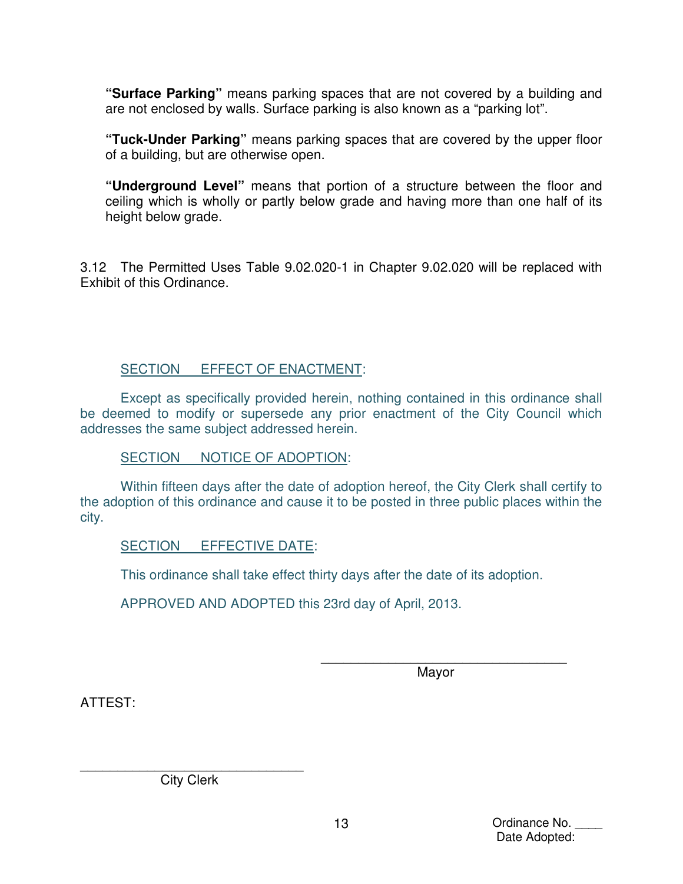**"Surface Parking"** means parking spaces that are not covered by a building and are not enclosed by walls. Surface parking is also known as a "parking lot".

**"Tuck-Under Parking"** means parking spaces that are covered by the upper floor of a building, but are otherwise open.

**"Underground Level"** means that portion of a structure between the floor and ceiling which is wholly or partly below grade and having more than one half of its height below grade.

3.12 The Permitted Uses Table 9.02.020-1 in Chapter 9.02.020 will be replaced with Exhibit of this Ordinance.

SECTION EFFECT OF ENACTMENT:

Except as specifically provided herein, nothing contained in this ordinance shall be deemed to modify or supersede any prior enactment of the City Council which addresses the same subject addressed herein.

SECTION NOTICE OF ADOPTION:

Within fifteen days after the date of adoption hereof, the City Clerk shall certify to the adoption of this ordinance and cause it to be posted in three public places within the city.

SECTION EFFECTIVE DATE:

This ordinance shall take effect thirty days after the date of its adoption.

APPROVED AND ADOPTED this 23rd day of April, 2013.

\_\_\_\_\_\_\_\_\_\_\_\_\_\_\_\_\_\_\_\_\_\_\_\_\_\_\_\_\_\_\_\_\_\_

Mayor

ATTEST:

\_\_\_\_\_\_\_\_\_\_\_\_\_\_\_\_\_\_\_\_\_\_\_\_\_\_\_\_\_\_\_\_\_\_

City Clerk

Ordinance No. \_\_\_\_

Date Adopted: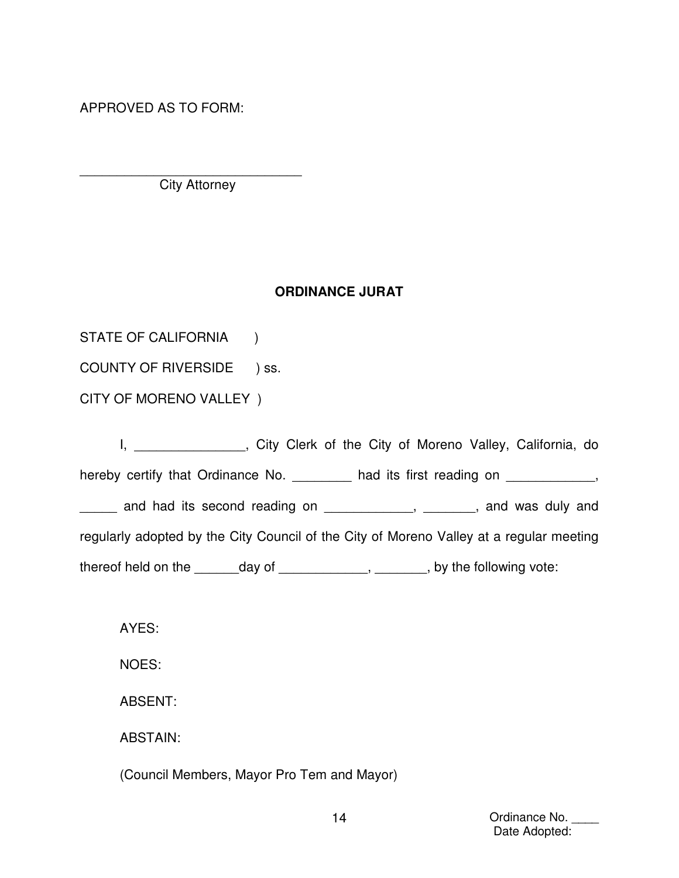APPROVED AS TO FORM:

______________________________
City Attorney

**ORDINANCE JURAT**

STATE OF CALIFORNIA )
COUNTY OF RIVERSIDE ) ss.
CITY OF MORENO VALLEY )

I, _______________, City Clerk of the City of Moreno Valley, California, do hereby certify that Ordinance No. ________ had its first reading on ____________, _____ and had its second reading on ____________, _______, and was duly and regularly adopted by the City Council of the City of Moreno Valley at a regular meeting thereof held on the ______day of ____________, _______, by the following vote:

AYES:

NOES:

ABSENT:

ABSTAIN:

(Council Members, Mayor Pro Tem and Mayor)

Ordinance No. ____
Date Adopted: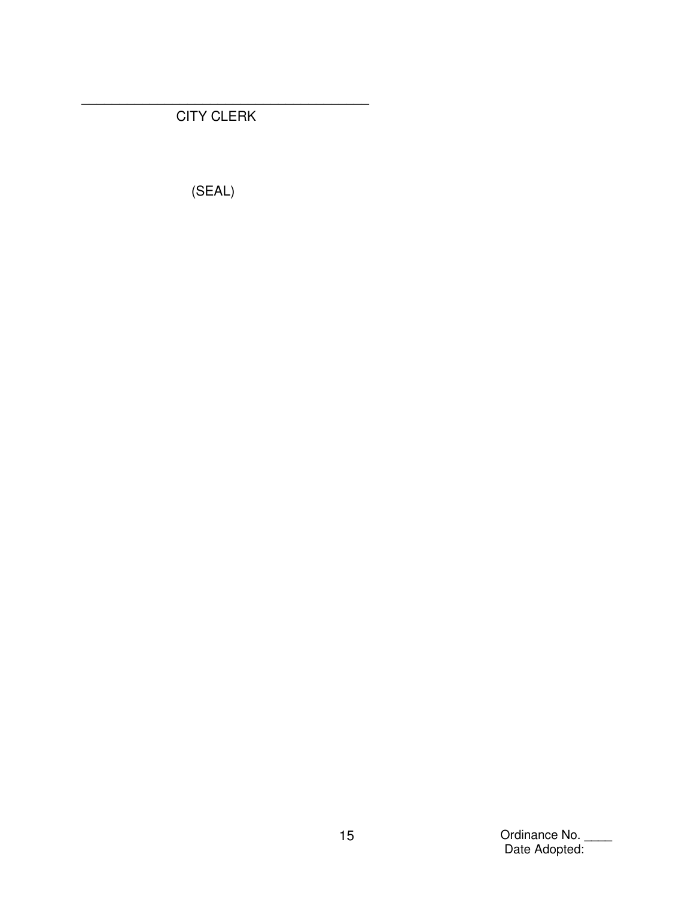\_\_\_\_\_\_\_\_\_\_\_\_\_\_\_\_\_\_\_\_\_\_\_\_\_\_\_\_\_\_\_\_\_\_\_\_\_\_\_\_\_\_

CITY CLERK

(SEAL)

Ordinance No. ____
Date Adopted: